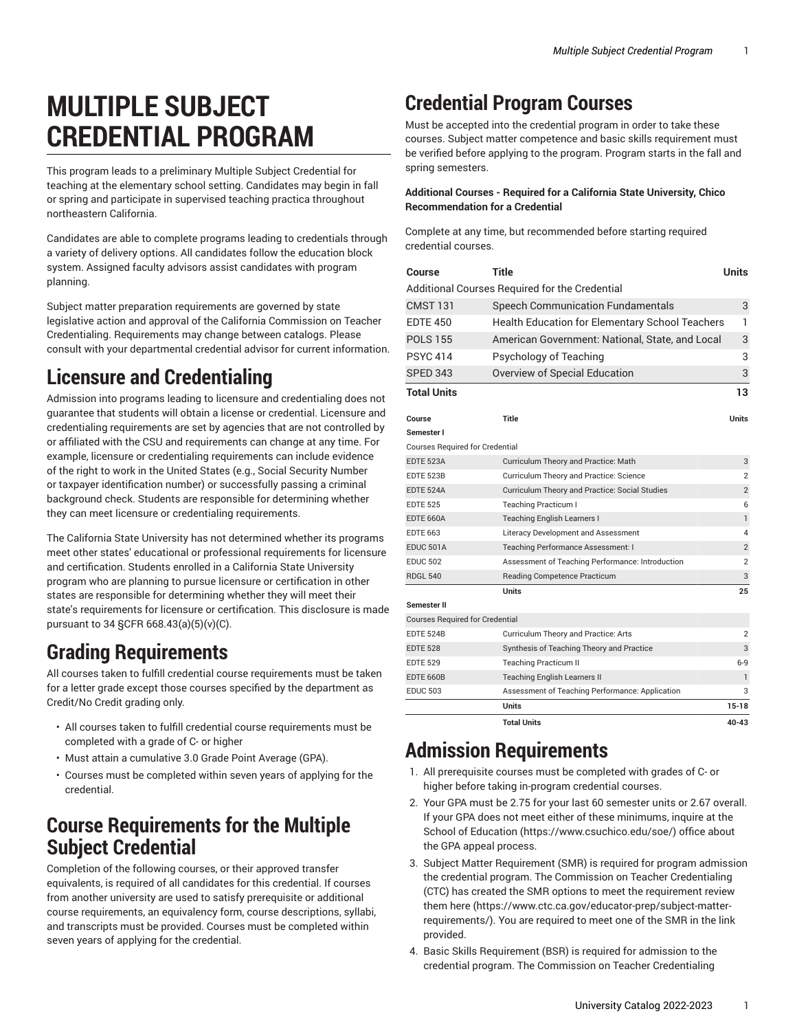# MULTIPLE SUBJECT CREDENTIAL PROGRAM

This program leads to a preliminary Multiple Subject Credential for teaching at the elementary school setting. Candidates may begin in fall or spring and participate in supervised teaching practica throughout northeastern California.

Candidates are able to complete programs leading to credentials through a variety of delivery options. All candidates follow the education block system. Assigned faculty advisors assist candidates with program planning.

Subject matter preparation requirements are governed by state legislative action and approval of the California Commission on Teacher Credentialing. Requirements may change between catalogs. Please consult with your departmental credential advisor for current information.

## Licensure and Credentialing

Admission into programs leading to licensure and credentialing does not guarantee that students will obtain a license or credential. Licensure and credentialing requirements are set by agencies that are not controlled by or affiliated with the CSU and requirements can change at any time. For example, licensure or credentialing requirements can include evidence of the right to work in the United States (e.g., Social Security Number or taxpayer identification number) or successfully passing a criminal background check. Students are responsible for determining whether they can meet licensure or credentialing requirements.

The California State University has not determined whether its programs meet other states' educational or professional requirements for licensure and certification. Students enrolled in a California State University program who are planning to pursue licensure or certification in other states are responsible for determining whether they will meet their state's requirements for licensure or certification. This disclosure is made pursuant to 34 §CFR 668.43(a)(5)(v)(C).

## Grading Requirements

All courses taken to fulfill credential course requirements must be taken for a letter grade except those courses specified by the department as Credit/No Credit grading only.

- All courses taken to fulfill credential course requirements must be completed with a grade of C- or higher
- Must attain a cumulative 3.0 Grade Point Average (GPA).
- Courses must be completed within seven years of applying for the credential.

## Course Requirements for the Multiple Subject Credential

Completion of the following courses, or their approved transfer equivalents, is required of all candidates for this credential. If courses from another university are used to satisfy prerequisite or additional course requirements, an equivalency form, course descriptions, syllabi, and transcripts must be provided. Courses must be completed within seven years of applying for the credential.

## Credential Program Courses

Must be accepted into the credential program in order to take these courses. Subject matter competence and basic skills requirement must be verified before applying to the program. Program starts in the fall and spring semesters.

**Additional Courses - Required for a California State University, Chico Recommendation for a Credential**

Complete at any time, but recommended before starting required credential courses.

| Course | Title | Units |
|---|---|---|
| Additional Courses Required for the Credential | | |
| CMST 131 | Speech Communication Fundamentals | 3 |
| EDTE 450 | Health Education for Elementary School Teachers | 1 |
| POLS 155 | American Government: National, State, and Local | 3 |
| PSYC 414 | Psychology of Teaching | 3 |
| SPED 343 | Overview of Special Education | 3 |
| **Total Units** | | **13** |

| Course | Title | Units |
|---|---|---|
| **Semester I** | | |
| Courses Required for Credential | | |
| EDTE 523A | Curriculum Theory and Practice: Math | 3 |
| EDTE 523B | Curriculum Theory and Practice: Science | 2 |
| EDTE 524A | Curriculum Theory and Practice: Social Studies | 2 |
| EDTE 525 | Teaching Practicum I | 6 |
| EDTE 660A | Teaching English Learners I | 1 |
| EDTE 663 | Literacy Development and Assessment | 4 |
| EDUC 501A | Teaching Performance Assessment: I | 2 |
| EDUC 502 | Assessment of Teaching Performance: Introduction | 2 |
| RDGL 540 | Reading Competence Practicum | 3 |
| | **Units** | **25** |
| **Semester II** | | |
| Courses Required for Credential | | |
| EDTE 524B | Curriculum Theory and Practice: Arts | 2 |
| EDTE 528 | Synthesis of Teaching Theory and Practice | 3 |
| EDTE 529 | Teaching Practicum II | 6-9 |
| EDTE 660B | Teaching English Learners II | 1 |
| EDUC 503 | Assessment of Teaching Performance: Application | 3 |
| | **Units** | **15-18** |
| | **Total Units** | **40-43** |

## Admission Requirements

1. All prerequisite courses must be completed with grades of C- or higher before taking in-program credential courses.
2. Your GPA must be 2.75 for your last 60 semester units or 2.67 overall. If your GPA does not meet either of these minimums, inquire at the School of Education (https://www.csuchico.edu/soe/) office about the GPA appeal process.
3. Subject Matter Requirement (SMR) is required for program admission the credential program. The Commission on Teacher Credentialing (CTC) has created the SMR options to meet the requirement review them here (https://www.ctc.ca.gov/educator-prep/subject-matter-requirements/). You are required to meet one of the SMR in the link provided.
4. Basic Skills Requirement (BSR) is required for admission to the credential program. The Commission on Teacher Credentialing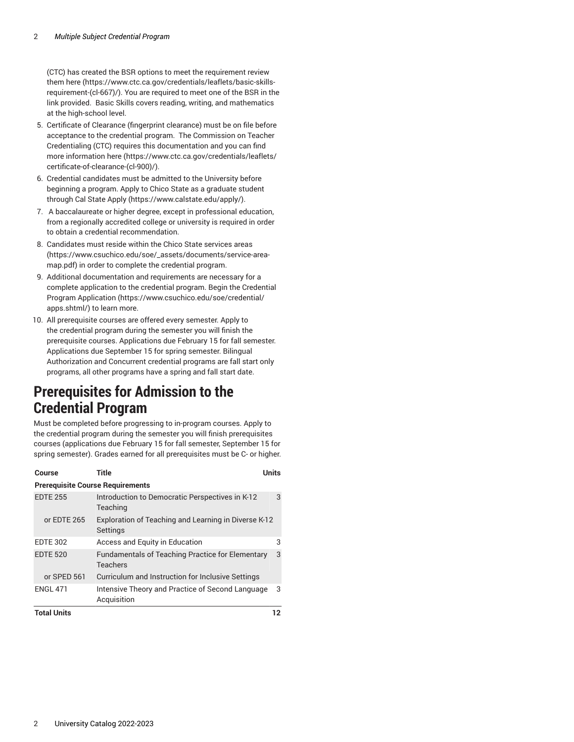(CTC) has created the BSR options to meet the requirement review them here (https://www.ctc.ca.gov/credentials/leaflets/basic-skills-requirement-(cl-667)/). You are required to meet one of the BSR in the link provided. Basic Skills covers reading, writing, and mathematics at the high-school level.

5. Certificate of Clearance (fingerprint clearance) must be on file before acceptance to the credential program. The Commission on Teacher Credentialing (CTC) requires this documentation and you can find more information here (https://www.ctc.ca.gov/credentials/leaflets/certificate-of-clearance-(cl-900)/).
6. Credential candidates must be admitted to the University before beginning a program. Apply to Chico State as a graduate student through Cal State Apply (https://www.calstate.edu/apply/).
7. A baccalaureate or higher degree, except in professional education, from a regionally accredited college or university is required in order to obtain a credential recommendation.
8. Candidates must reside within the Chico State services areas (https://www.csuchico.edu/soe/_assets/documents/service-area-map.pdf) in order to complete the credential program.
9. Additional documentation and requirements are necessary for a complete application to the credential program. Begin the Credential Program Application (https://www.csuchico.edu/soe/credential/apps.shtml/) to learn more.
10. All prerequisite courses are offered every semester. Apply to the credential program during the semester you will finish the prerequisite courses. Applications due February 15 for fall semester. Applications due September 15 for spring semester. Bilingual Authorization and Concurrent credential programs are fall start only programs, all other programs have a spring and fall start date.

## Prerequisites for Admission to the Credential Program

Must be completed before progressing to in-program courses. Apply to the credential program during the semester you will finish prerequisites courses (applications due February 15 for fall semester, September 15 for spring semester). Grades earned for all prerequisites must be C- or higher.

| Course | Title | Units |
|---|---|---|
| **Prerequisite Course Requirements** | | |
| EDTE 255 | Introduction to Democratic Perspectives in K-12 Teaching | 3 |
| or EDTE 265 | Exploration of Teaching and Learning in Diverse K-12 Settings | |
| EDTE 302 | Access and Equity in Education | 3 |
| EDTE 520 | Fundamentals of Teaching Practice for Elementary Teachers | 3 |
| or SPED 561 | Curriculum and Instruction for Inclusive Settings | |
| ENGL 471 | Intensive Theory and Practice of Second Language Acquisition | 3 |
| **Total Units** | | **12** |